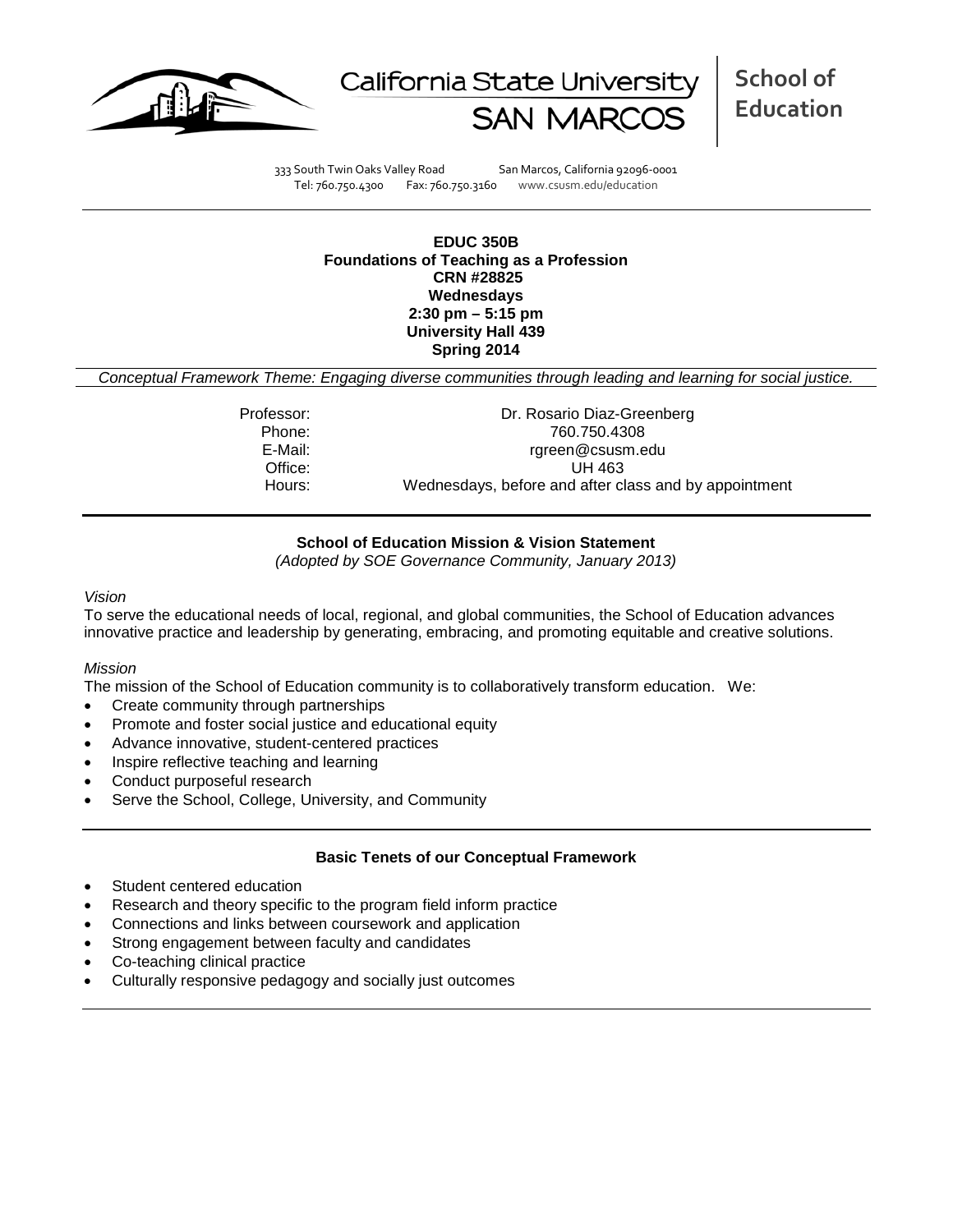California State University SAN MARCOS

**School of Education**

333 South Twin Oaks Valley Road San Marcos, California 92096-0001
Tel: 760.750.4300 Fax: 760.750.3160 www.csusm.edu/education

**EDUC 350B**
**Foundations of Teaching as a Profession**
**CRN #28825**
**Wednesdays**
**2:30 pm – 5:15 pm**
**University Hall 439**
**Spring 2014**

*Conceptual Framework Theme: Engaging diverse communities through leading and learning for social justice.*

| | |
|---|---|
| Professor: | Dr. Rosario Diaz-Greenberg |
| Phone: | 760.750.4308 |
| E-Mail: | rgreen@csusm.edu |
| Office: | UH 463 |
| Hours: | Wednesdays, before and after class and by appointment |

## School of Education Mission & Vision Statement

*(Adopted by SOE Governance Community, January 2013)*

*Vision*

To serve the educational needs of local, regional, and global communities, the School of Education advances innovative practice and leadership by generating, embracing, and promoting equitable and creative solutions.

*Mission*

The mission of the School of Education community is to collaboratively transform education. We:

- Create community through partnerships
- Promote and foster social justice and educational equity
- Advance innovative, student-centered practices
- Inspire reflective teaching and learning
- Conduct purposeful research
- Serve the School, College, University, and Community

## Basic Tenets of our Conceptual Framework

- Student centered education
- Research and theory specific to the program field inform practice
- Connections and links between coursework and application
- Strong engagement between faculty and candidates
- Co-teaching clinical practice
- Culturally responsive pedagogy and socially just outcomes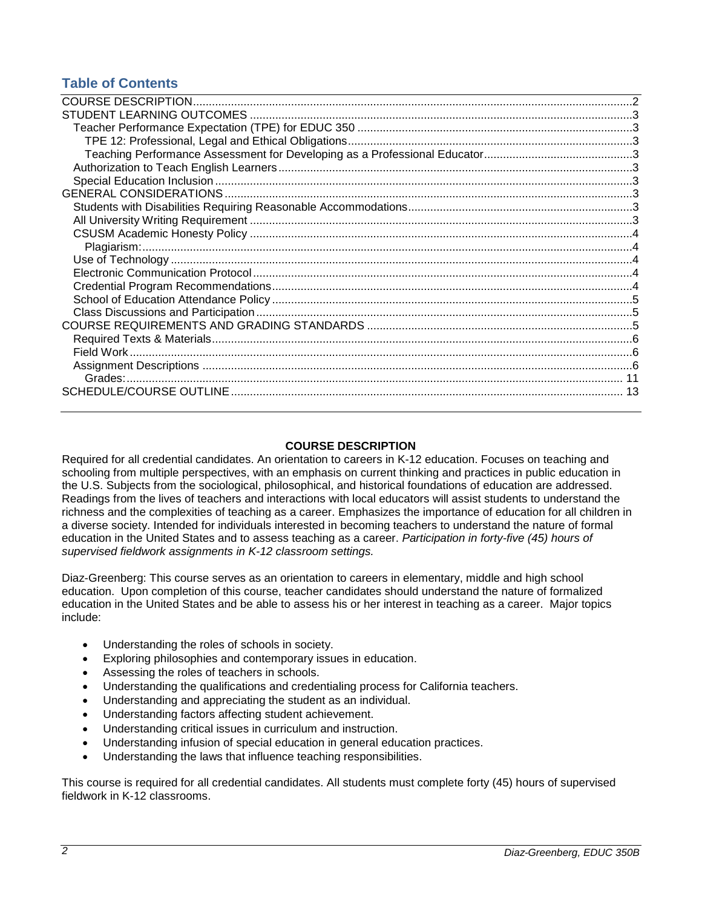## Table of Contents

- COURSE DESCRIPTION ... 2
- STUDENT LEARNING OUTCOMES ... 3
  - Teacher Performance Expectation (TPE) for EDUC 350 ... 3
    - TPE 12: Professional, Legal and Ethical Obligations ... 3
    - Teaching Performance Assessment for Developing as a Professional Educator ... 3
  - Authorization to Teach English Learners ... 3
  - Special Education Inclusion ... 3
- GENERAL CONSIDERATIONS ... 3
  - Students with Disabilities Requiring Reasonable Accommodations ... 3
  - All University Writing Requirement ... 3
  - CSUSM Academic Honesty Policy ... 4
    - Plagiarism: ... 4
  - Use of Technology ... 4
  - Electronic Communication Protocol ... 4
  - Credential Program Recommendations ... 4
  - School of Education Attendance Policy ... 5
  - Class Discussions and Participation ... 5
- COURSE REQUIREMENTS AND GRADING STANDARDS ... 5
  - Required Texts & Materials ... 6
  - Field Work ... 6
  - Assignment Descriptions ... 6
    - Grades: ... 11
- SCHEDULE/COURSE OUTLINE ... 13

## COURSE DESCRIPTION

Required for all credential candidates. An orientation to careers in K-12 education. Focuses on teaching and schooling from multiple perspectives, with an emphasis on current thinking and practices in public education in the U.S. Subjects from the sociological, philosophical, and historical foundations of education are addressed. Readings from the lives of teachers and interactions with local educators will assist students to understand the richness and the complexities of teaching as a career. Emphasizes the importance of education for all children in a diverse society. Intended for individuals interested in becoming teachers to understand the nature of formal education in the United States and to assess teaching as a career. *Participation in forty-five (45) hours of supervised fieldwork assignments in K-12 classroom settings.*

Diaz-Greenberg: This course serves as an orientation to careers in elementary, middle and high school education. Upon completion of this course, teacher candidates should understand the nature of formalized education in the United States and be able to assess his or her interest in teaching as a career. Major topics include:

- Understanding the roles of schools in society.
- Exploring philosophies and contemporary issues in education.
- Assessing the roles of teachers in schools.
- Understanding the qualifications and credentialing process for California teachers.
- Understanding and appreciating the student as an individual.
- Understanding factors affecting student achievement.
- Understanding critical issues in curriculum and instruction.
- Understanding infusion of special education in general education practices.
- Understanding the laws that influence teaching responsibilities.

This course is required for all credential candidates. All students must complete forty (45) hours of supervised fieldwork in K-12 classrooms.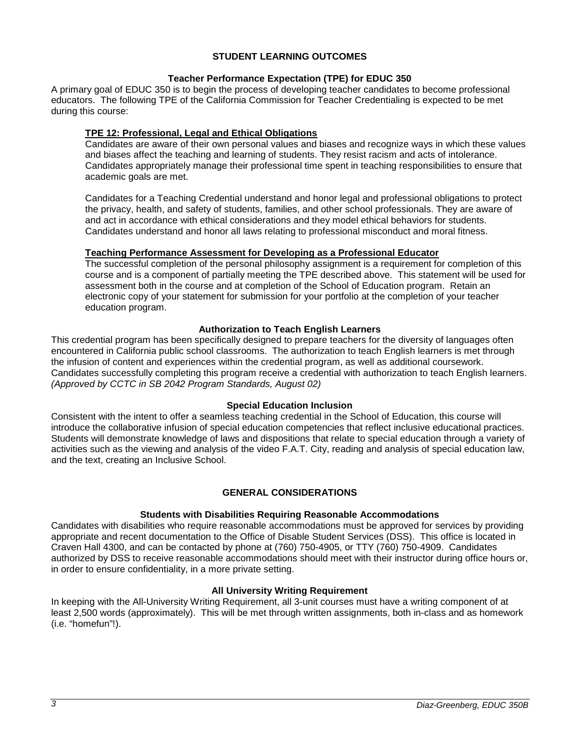## STUDENT LEARNING OUTCOMES

### Teacher Performance Expectation (TPE) for EDUC 350

A primary goal of EDUC 350 is to begin the process of developing teacher candidates to become professional educators. The following TPE of the California Commission for Teacher Credentialing is expected to be met during this course:

**TPE 12: Professional, Legal and Ethical Obligations**

Candidates are aware of their own personal values and biases and recognize ways in which these values and biases affect the teaching and learning of students. They resist racism and acts of intolerance. Candidates appropriately manage their professional time spent in teaching responsibilities to ensure that academic goals are met.

Candidates for a Teaching Credential understand and honor legal and professional obligations to protect the privacy, health, and safety of students, families, and other school professionals. They are aware of and act in accordance with ethical considerations and they model ethical behaviors for students. Candidates understand and honor all laws relating to professional misconduct and moral fitness.

**Teaching Performance Assessment for Developing as a Professional Educator**

The successful completion of the personal philosophy assignment is a requirement for completion of this course and is a component of partially meeting the TPE described above. This statement will be used for assessment both in the course and at completion of the School of Education program. Retain an electronic copy of your statement for submission for your portfolio at the completion of your teacher education program.

### Authorization to Teach English Learners

This credential program has been specifically designed to prepare teachers for the diversity of languages often encountered in California public school classrooms. The authorization to teach English learners is met through the infusion of content and experiences within the credential program, as well as additional coursework. Candidates successfully completing this program receive a credential with authorization to teach English learners. *(Approved by CCTC in SB 2042 Program Standards, August 02)*

### Special Education Inclusion

Consistent with the intent to offer a seamless teaching credential in the School of Education, this course will introduce the collaborative infusion of special education competencies that reflect inclusive educational practices. Students will demonstrate knowledge of laws and dispositions that relate to special education through a variety of activities such as the viewing and analysis of the video F.A.T. City, reading and analysis of special education law, and the text, creating an Inclusive School.

## GENERAL CONSIDERATIONS

### Students with Disabilities Requiring Reasonable Accommodations

Candidates with disabilities who require reasonable accommodations must be approved for services by providing appropriate and recent documentation to the Office of Disable Student Services (DSS). This office is located in Craven Hall 4300, and can be contacted by phone at (760) 750-4905, or TTY (760) 750-4909. Candidates authorized by DSS to receive reasonable accommodations should meet with their instructor during office hours or, in order to ensure confidentiality, in a more private setting.

### All University Writing Requirement

In keeping with the All-University Writing Requirement, all 3-unit courses must have a writing component of at least 2,500 words (approximately). This will be met through written assignments, both in-class and as homework (i.e. "homefun"!).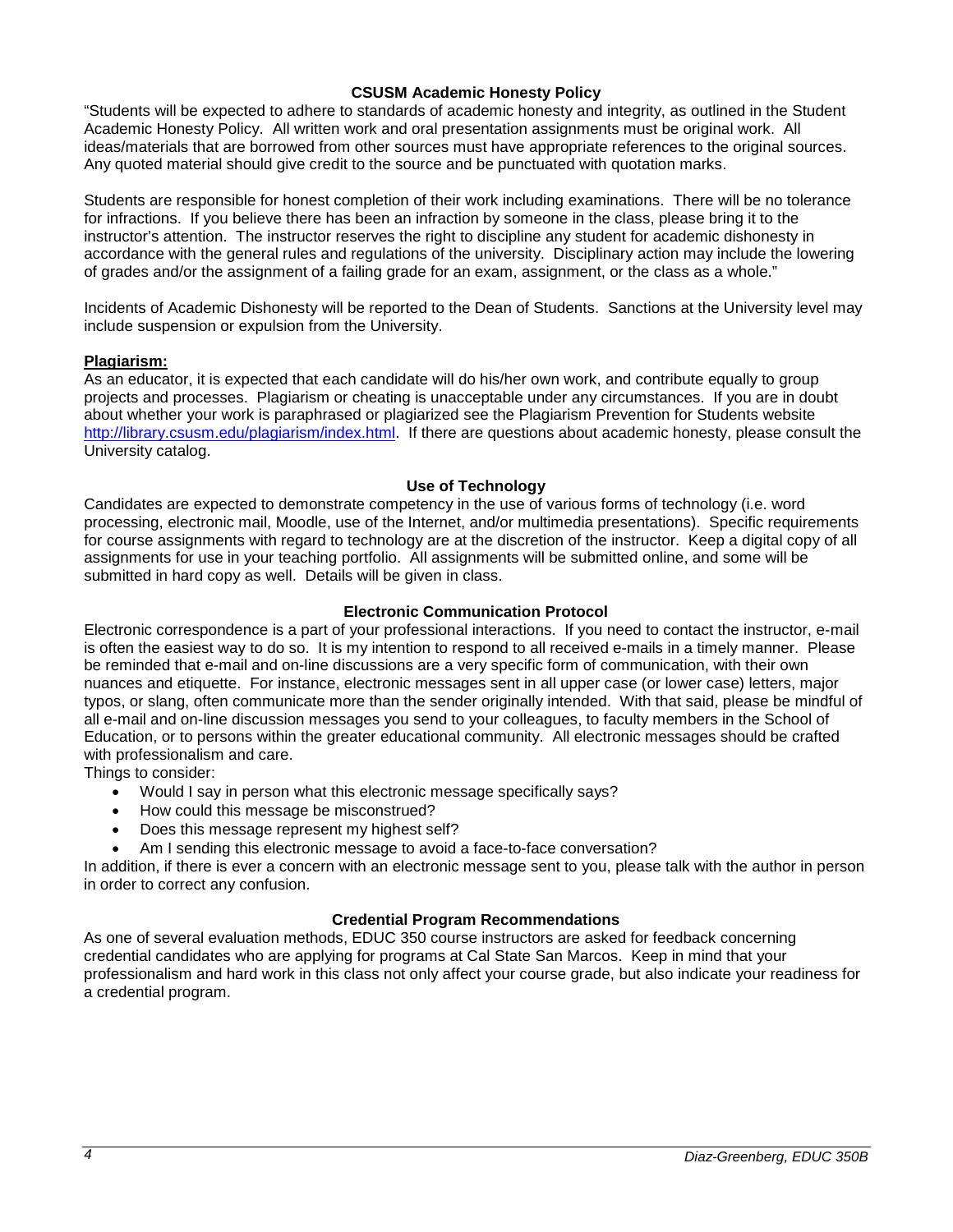## CSUSM Academic Honesty Policy

"Students will be expected to adhere to standards of academic honesty and integrity, as outlined in the Student Academic Honesty Policy. All written work and oral presentation assignments must be original work. All ideas/materials that are borrowed from other sources must have appropriate references to the original sources. Any quoted material should give credit to the source and be punctuated with quotation marks.

Students are responsible for honest completion of their work including examinations. There will be no tolerance for infractions. If you believe there has been an infraction by someone in the class, please bring it to the instructor's attention. The instructor reserves the right to discipline any student for academic dishonesty in accordance with the general rules and regulations of the university. Disciplinary action may include the lowering of grades and/or the assignment of a failing grade for an exam, assignment, or the class as a whole."

Incidents of Academic Dishonesty will be reported to the Dean of Students. Sanctions at the University level may include suspension or expulsion from the University.

**Plagiarism:**

As an educator, it is expected that each candidate will do his/her own work, and contribute equally to group projects and processes. Plagiarism or cheating is unacceptable under any circumstances. If you are in doubt about whether your work is paraphrased or plagiarized see the Plagiarism Prevention for Students website http://library.csusm.edu/plagiarism/index.html. If there are questions about academic honesty, please consult the University catalog.

## Use of Technology

Candidates are expected to demonstrate competency in the use of various forms of technology (i.e. word processing, electronic mail, Moodle, use of the Internet, and/or multimedia presentations). Specific requirements for course assignments with regard to technology are at the discretion of the instructor. Keep a digital copy of all assignments for use in your teaching portfolio. All assignments will be submitted online, and some will be submitted in hard copy as well. Details will be given in class.

## Electronic Communication Protocol

Electronic correspondence is a part of your professional interactions. If you need to contact the instructor, e-mail is often the easiest way to do so. It is my intention to respond to all received e-mails in a timely manner. Please be reminded that e-mail and on-line discussions are a very specific form of communication, with their own nuances and etiquette. For instance, electronic messages sent in all upper case (or lower case) letters, major typos, or slang, often communicate more than the sender originally intended. With that said, please be mindful of all e-mail and on-line discussion messages you send to your colleagues, to faculty members in the School of Education, or to persons within the greater educational community. All electronic messages should be crafted with professionalism and care.

Things to consider:

- Would I say in person what this electronic message specifically says?
- How could this message be misconstrued?
- Does this message represent my highest self?
- Am I sending this electronic message to avoid a face-to-face conversation?

In addition, if there is ever a concern with an electronic message sent to you, please talk with the author in person in order to correct any confusion.

## Credential Program Recommendations

As one of several evaluation methods, EDUC 350 course instructors are asked for feedback concerning credential candidates who are applying for programs at Cal State San Marcos. Keep in mind that your professionalism and hard work in this class not only affect your course grade, but also indicate your readiness for a credential program.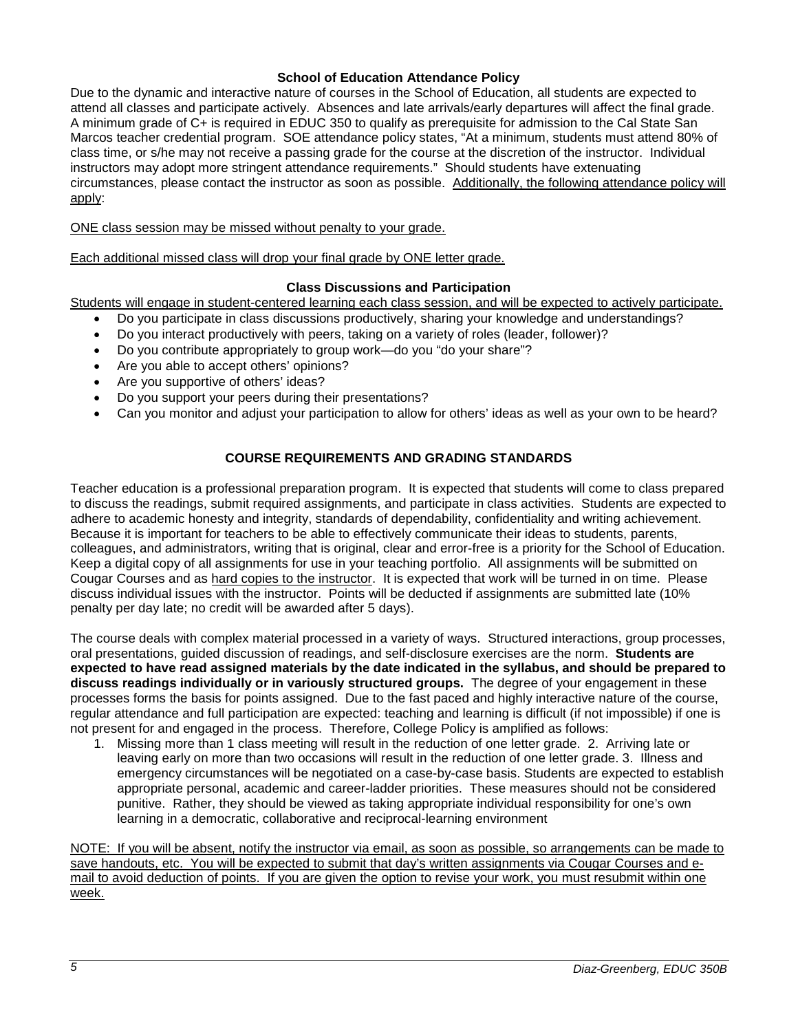### School of Education Attendance Policy

Due to the dynamic and interactive nature of courses in the School of Education, all students are expected to attend all classes and participate actively. Absences and late arrivals/early departures will affect the final grade. A minimum grade of C+ is required in EDUC 350 to qualify as prerequisite for admission to the Cal State San Marcos teacher credential program. SOE attendance policy states, "At a minimum, students must attend 80% of class time, or s/he may not receive a passing grade for the course at the discretion of the instructor. Individual instructors may adopt more stringent attendance requirements." Should students have extenuating circumstances, please contact the instructor as soon as possible. Additionally, the following attendance policy will apply:

ONE class session may be missed without penalty to your grade.

Each additional missed class will drop your final grade by ONE letter grade.

### Class Discussions and Participation

Students will engage in student-centered learning each class session, and will be expected to actively participate.

- Do you participate in class discussions productively, sharing your knowledge and understandings?
- Do you interact productively with peers, taking on a variety of roles (leader, follower)?
- Do you contribute appropriately to group work—do you "do your share"?
- Are you able to accept others' opinions?
- Are you supportive of others' ideas?
- Do you support your peers during their presentations?
- Can you monitor and adjust your participation to allow for others' ideas as well as your own to be heard?

## COURSE REQUIREMENTS AND GRADING STANDARDS

Teacher education is a professional preparation program. It is expected that students will come to class prepared to discuss the readings, submit required assignments, and participate in class activities. Students are expected to adhere to academic honesty and integrity, standards of dependability, confidentiality and writing achievement. Because it is important for teachers to be able to effectively communicate their ideas to students, parents, colleagues, and administrators, writing that is original, clear and error-free is a priority for the School of Education. Keep a digital copy of all assignments for use in your teaching portfolio. All assignments will be submitted on Cougar Courses and as hard copies to the instructor. It is expected that work will be turned in on time. Please discuss individual issues with the instructor. Points will be deducted if assignments are submitted late (10% penalty per day late; no credit will be awarded after 5 days).

The course deals with complex material processed in a variety of ways. Structured interactions, group processes, oral presentations, guided discussion of readings, and self-disclosure exercises are the norm. **Students are expected to have read assigned materials by the date indicated in the syllabus, and should be prepared to discuss readings individually or in variously structured groups.** The degree of your engagement in these processes forms the basis for points assigned. Due to the fast paced and highly interactive nature of the course, regular attendance and full participation are expected: teaching and learning is difficult (if not impossible) if one is not present for and engaged in the process. Therefore, College Policy is amplified as follows:

1. Missing more than 1 class meeting will result in the reduction of one letter grade. 2. Arriving late or leaving early on more than two occasions will result in the reduction of one letter grade. 3. Illness and emergency circumstances will be negotiated on a case-by-case basis. Students are expected to establish appropriate personal, academic and career-ladder priorities. These measures should not be considered punitive. Rather, they should be viewed as taking appropriate individual responsibility for one's own learning in a democratic, collaborative and reciprocal-learning environment

NOTE: If you will be absent, notify the instructor via email, as soon as possible, so arrangements can be made to save handouts, etc. You will be expected to submit that day's written assignments via Cougar Courses and e-mail to avoid deduction of points. If you are given the option to revise your work, you must resubmit within one week.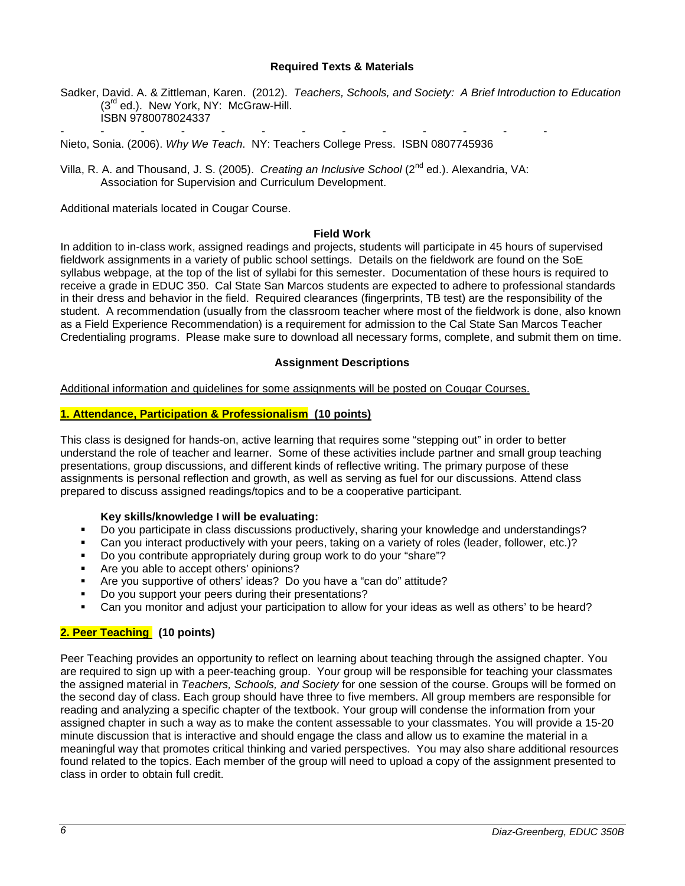### Required Texts & Materials

Sadker, David. A. & Zittleman, Karen. (2012). *Teachers, Schools, and Society: A Brief Introduction to Education* (3rd ed.). New York, NY: McGraw-Hill.
ISBN 9780078024337

- - - - - - - - - - - - -

Nieto, Sonia. (2006). *Why We Teach*. NY: Teachers College Press. ISBN 0807745936

Villa, R. A. and Thousand, J. S. (2005). *Creating an Inclusive School* (2nd ed.). Alexandria, VA: Association for Supervision and Curriculum Development.

Additional materials located in Cougar Course.

### Field Work

In addition to in-class work, assigned readings and projects, students will participate in 45 hours of supervised fieldwork assignments in a variety of public school settings. Details on the fieldwork are found on the SoE syllabus webpage, at the top of the list of syllabi for this semester. Documentation of these hours is required to receive a grade in EDUC 350. Cal State San Marcos students are expected to adhere to professional standards in their dress and behavior in the field. Required clearances (fingerprints, TB test) are the responsibility of the student. A recommendation (usually from the classroom teacher where most of the fieldwork is done, also known as a Field Experience Recommendation) is a requirement for admission to the Cal State San Marcos Teacher Credentialing programs. Please make sure to download all necessary forms, complete, and submit them on time.

### Assignment Descriptions

Additional information and guidelines for some assignments will be posted on Cougar Courses.

#### 1. Attendance, Participation & Professionalism (10 points)

This class is designed for hands-on, active learning that requires some "stepping out" in order to better understand the role of teacher and learner. Some of these activities include partner and small group teaching presentations, group discussions, and different kinds of reflective writing. The primary purpose of these assignments is personal reflection and growth, as well as serving as fuel for our discussions. Attend class prepared to discuss assigned readings/topics and to be a cooperative participant.

**Key skills/knowledge I will be evaluating:**

- Do you participate in class discussions productively, sharing your knowledge and understandings?
- Can you interact productively with your peers, taking on a variety of roles (leader, follower, etc.)?
- Do you contribute appropriately during group work to do your "share"?
- Are you able to accept others' opinions?
- Are you supportive of others' ideas? Do you have a "can do" attitude?
- Do you support your peers during their presentations?
- Can you monitor and adjust your participation to allow for your ideas as well as others' to be heard?

#### 2. Peer Teaching (10 points)

Peer Teaching provides an opportunity to reflect on learning about teaching through the assigned chapter. You are required to sign up with a peer-teaching group. Your group will be responsible for teaching your classmates the assigned material in *Teachers, Schools, and Society* for one session of the course. Groups will be formed on the second day of class. Each group should have three to five members. All group members are responsible for reading and analyzing a specific chapter of the textbook. Your group will condense the information from your assigned chapter in such a way as to make the content assessable to your classmates. You will provide a 15-20 minute discussion that is interactive and should engage the class and allow us to examine the material in a meaningful way that promotes critical thinking and varied perspectives. You may also share additional resources found related to the topics. Each member of the group will need to upload a copy of the assignment presented to class in order to obtain full credit.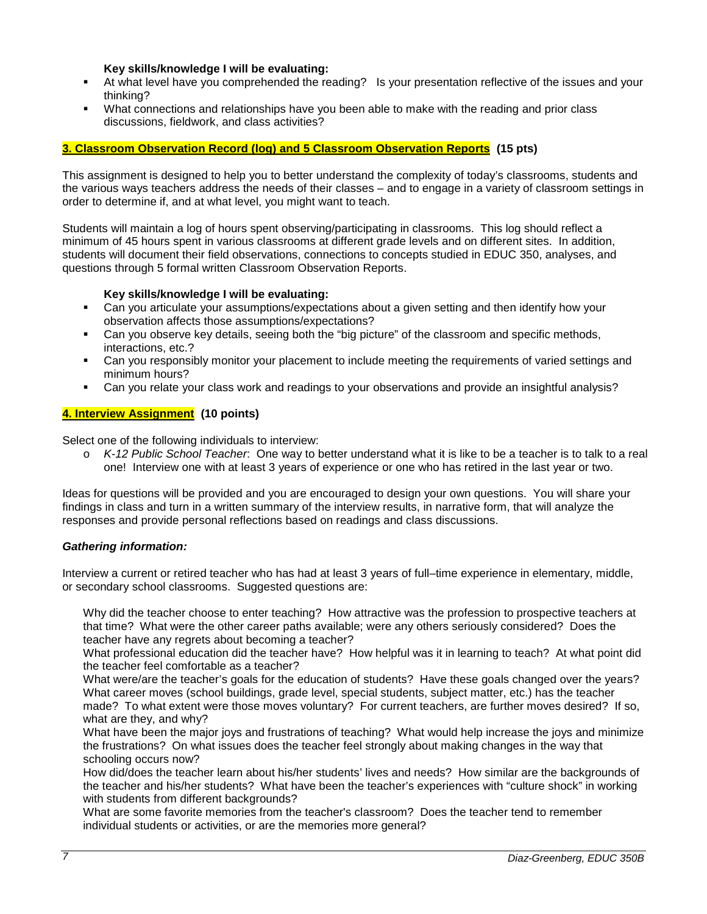**Key skills/knowledge I will be evaluating:**

- At what level have you comprehended the reading? Is your presentation reflective of the issues and your thinking?
- What connections and relationships have you been able to make with the reading and prior class discussions, fieldwork, and class activities?

## 3. Classroom Observation Record (log) and 5 Classroom Observation Reports (15 pts)

This assignment is designed to help you to better understand the complexity of today's classrooms, students and the various ways teachers address the needs of their classes – and to engage in a variety of classroom settings in order to determine if, and at what level, you might want to teach.

Students will maintain a log of hours spent observing/participating in classrooms. This log should reflect a minimum of 45 hours spent in various classrooms at different grade levels and on different sites. In addition, students will document their field observations, connections to concepts studied in EDUC 350, analyses, and questions through 5 formal written Classroom Observation Reports.

**Key skills/knowledge I will be evaluating:**

- Can you articulate your assumptions/expectations about a given setting and then identify how your observation affects those assumptions/expectations?
- Can you observe key details, seeing both the "big picture" of the classroom and specific methods, interactions, etc.?
- Can you responsibly monitor your placement to include meeting the requirements of varied settings and minimum hours?
- Can you relate your class work and readings to your observations and provide an insightful analysis?

## 4. Interview Assignment (10 points)

Select one of the following individuals to interview:

- *K-12 Public School Teacher*: One way to better understand what it is like to be a teacher is to talk to a real one! Interview one with at least 3 years of experience or one who has retired in the last year or two.

Ideas for questions will be provided and you are encouraged to design your own questions. You will share your findings in class and turn in a written summary of the interview results, in narrative form, that will analyze the responses and provide personal reflections based on readings and class discussions.

***Gathering information:***

Interview a current or retired teacher who has had at least 3 years of full–time experience in elementary, middle, or secondary school classrooms. Suggested questions are:

Why did the teacher choose to enter teaching? How attractive was the profession to prospective teachers at that time? What were the other career paths available; were any others seriously considered? Does the teacher have any regrets about becoming a teacher?

What professional education did the teacher have? How helpful was it in learning to teach? At what point did the teacher feel comfortable as a teacher?

What were/are the teacher's goals for the education of students? Have these goals changed over the years?

What career moves (school buildings, grade level, special students, subject matter, etc.) has the teacher made? To what extent were those moves voluntary? For current teachers, are further moves desired? If so, what are they, and why?

What have been the major joys and frustrations of teaching? What would help increase the joys and minimize the frustrations? On what issues does the teacher feel strongly about making changes in the way that schooling occurs now?

How did/does the teacher learn about his/her students' lives and needs? How similar are the backgrounds of the teacher and his/her students? What have been the teacher's experiences with "culture shock" in working with students from different backgrounds?

What are some favorite memories from the teacher's classroom? Does the teacher tend to remember individual students or activities, or are the memories more general?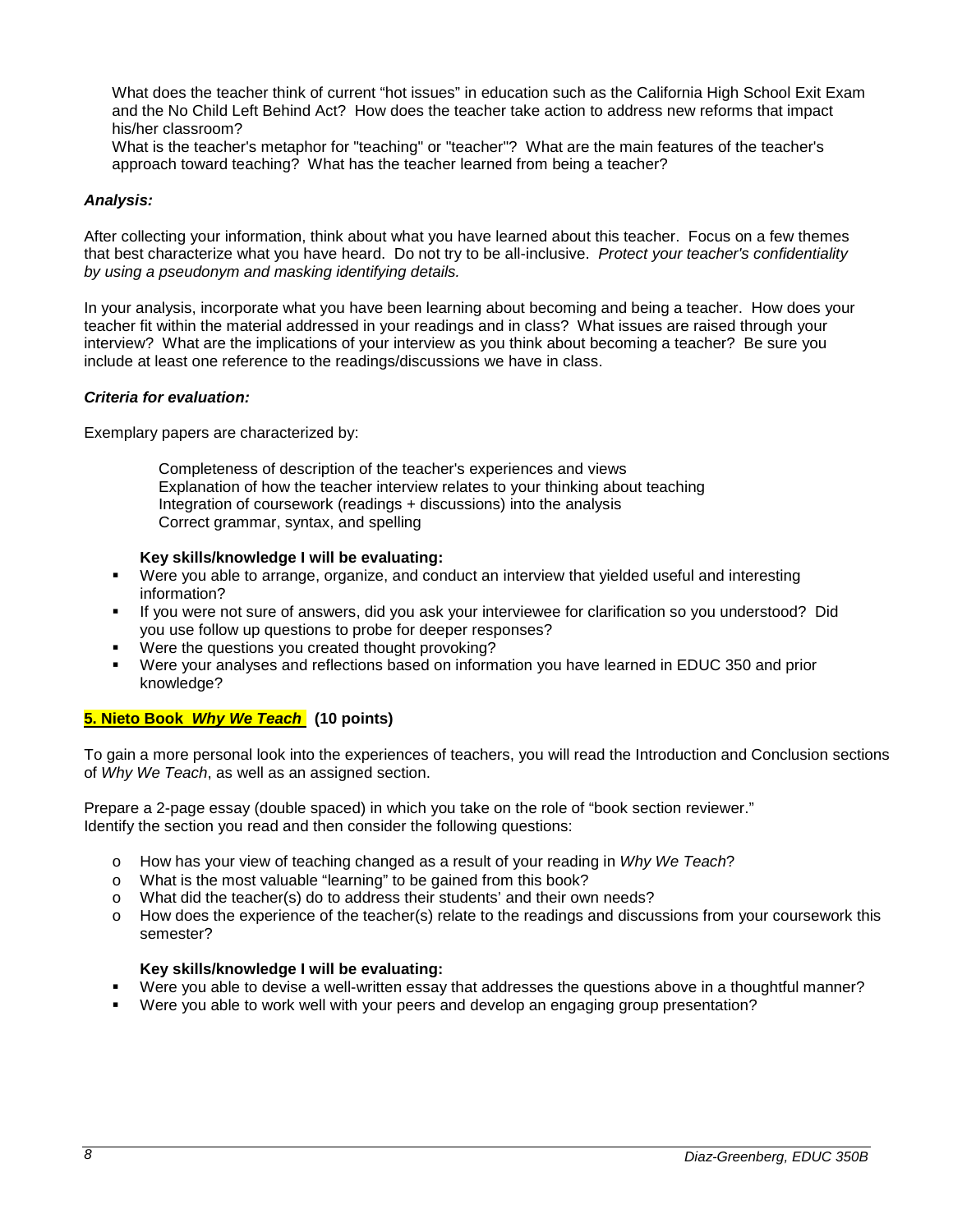What does the teacher think of current "hot issues" in education such as the California High School Exit Exam and the No Child Left Behind Act? How does the teacher take action to address new reforms that impact his/her classroom?

What is the teacher's metaphor for "teaching" or "teacher"? What are the main features of the teacher's approach toward teaching? What has the teacher learned from being a teacher?

***Analysis:***

After collecting your information, think about what you have learned about this teacher. Focus on a few themes that best characterize what you have heard. Do not try to be all-inclusive. *Protect your teacher's confidentiality by using a pseudonym and masking identifying details.*

In your analysis, incorporate what you have been learning about becoming and being a teacher. How does your teacher fit within the material addressed in your readings and in class? What issues are raised through your interview? What are the implications of your interview as you think about becoming a teacher? Be sure you include at least one reference to the readings/discussions we have in class.

***Criteria for evaluation:***

Exemplary papers are characterized by:

Completeness of description of the teacher's experiences and views
Explanation of how the teacher interview relates to your thinking about teaching
Integration of coursework (readings + discussions) into the analysis
Correct grammar, syntax, and spelling

**Key skills/knowledge I will be evaluating:**

- Were you able to arrange, organize, and conduct an interview that yielded useful and interesting information?
- If you were not sure of answers, did you ask your interviewee for clarification so you understood? Did you use follow up questions to probe for deeper responses?
- Were the questions you created thought provoking?
- Were your analyses and reflections based on information you have learned in EDUC 350 and prior knowledge?

**5. Nieto Book *Why We Teach* (10 points)**

To gain a more personal look into the experiences of teachers, you will read the Introduction and Conclusion sections of *Why We Teach*, as well as an assigned section.

Prepare a 2-page essay (double spaced) in which you take on the role of "book section reviewer." Identify the section you read and then consider the following questions:

- How has your view of teaching changed as a result of your reading in *Why We Teach*?
- What is the most valuable "learning" to be gained from this book?
- What did the teacher(s) do to address their students' and their own needs?
- How does the experience of the teacher(s) relate to the readings and discussions from your coursework this semester?

**Key skills/knowledge I will be evaluating:**

- Were you able to devise a well-written essay that addresses the questions above in a thoughtful manner?
- Were you able to work well with your peers and develop an engaging group presentation?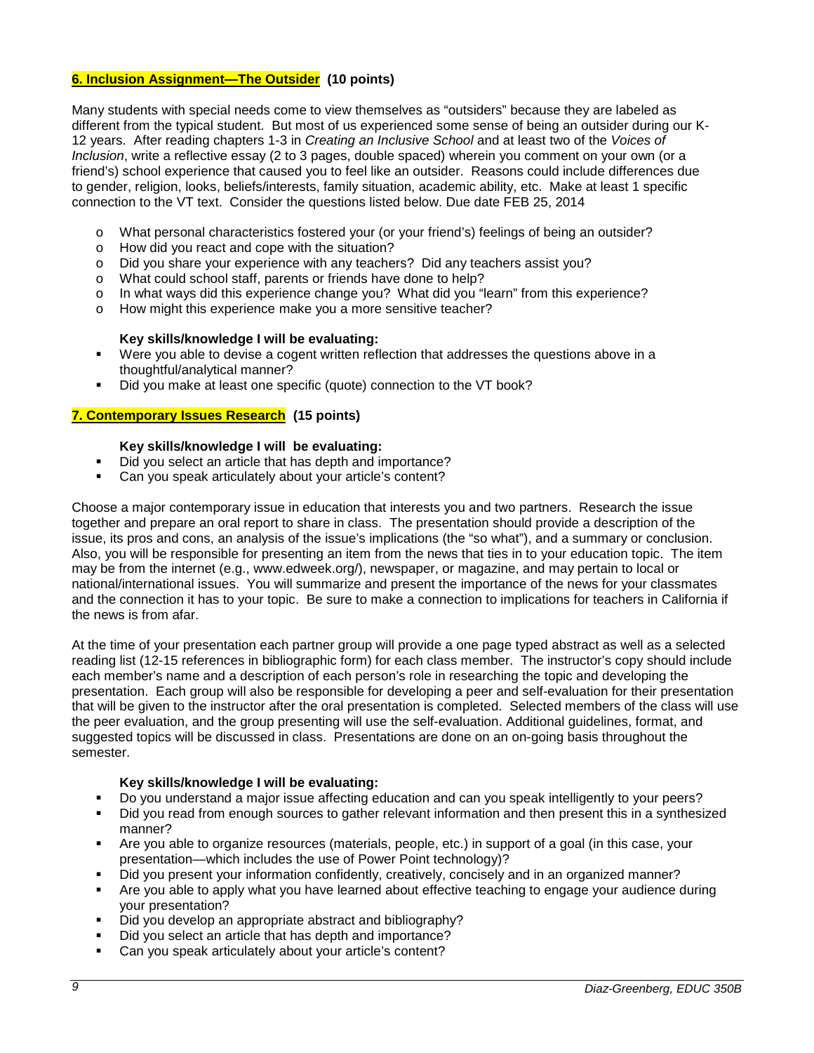**6. Inclusion Assignment—The Outsider (10 points)**

Many students with special needs come to view themselves as "outsiders" because they are labeled as different from the typical student. But most of us experienced some sense of being an outsider during our K-12 years. After reading chapters 1-3 in *Creating an Inclusive School* and at least two of the *Voices of Inclusion*, write a reflective essay (2 to 3 pages, double spaced) wherein you comment on your own (or a friend's) school experience that caused you to feel like an outsider. Reasons could include differences due to gender, religion, looks, beliefs/interests, family situation, academic ability, etc. Make at least 1 specific connection to the VT text. Consider the questions listed below. Due date FEB 25, 2014

- What personal characteristics fostered your (or your friend's) feelings of being an outsider?
- How did you react and cope with the situation?
- Did you share your experience with any teachers? Did any teachers assist you?
- What could school staff, parents or friends have done to help?
- In ways did this experience change you? What did you "learn" from this experience?
- How might this experience make you a more sensitive teacher?

**Key skills/knowledge I will be evaluating:**

- Were you able to devise a cogent written reflection that addresses the questions above in a thoughtful/analytical manner?
- Did you make at least one specific (quote) connection to the VT book?

**7. Contemporary Issues Research (15 points)**

**Key skills/knowledge I will be evaluating:**

- Did you select an article that has depth and importance?
- Can you speak articulately about your article's content?

Choose a major contemporary issue in education that interests you and two partners. Research the issue together and prepare an oral report to share in class. The presentation should provide a description of the issue, its pros and cons, an analysis of the issue's implications (the "so what"), and a summary or conclusion. Also, you will be responsible for presenting an item from the news that ties in to your education topic. The item may be from the internet (e.g., www.edweek.org/), newspaper, or magazine, and may pertain to local or national/international issues. You will summarize and present the importance of the news for your classmates and the connection it has to your topic. Be sure to make a connection to implications for teachers in California if the news is from afar.

At the time of your presentation each partner group will provide a one page typed abstract as well as a selected reading list (12-15 references in bibliographic form) for each class member. The instructor's copy should include each member's name and a description of each person's role in researching the topic and developing the presentation. Each group will also be responsible for developing a peer and self-evaluation for their presentation that will be given to the instructor after the oral presentation is completed. Selected members of the class will use the peer evaluation, and the group presenting will use the self-evaluation. Additional guidelines, format, and suggested topics will be discussed in class. Presentations are done on an on-going basis throughout the semester.

**Key skills/knowledge I will be evaluating:**

- Do you understand a major issue affecting education and can you speak intelligently to your peers?
- Did you read from enough sources to gather relevant information and then present this in a synthesized manner?
- Are you able to organize resources (materials, people, etc.) in support of a goal (in this case, your presentation—which includes the use of Power Point technology)?
- Did you present your information confidently, creatively, concisely and in an organized manner?
- Are you able to apply what you have learned about effective teaching to engage your audience during your presentation?
- Did you develop an appropriate abstract and bibliography?
- Did you select an article that has depth and importance?
- Can you speak articulately about your article's content?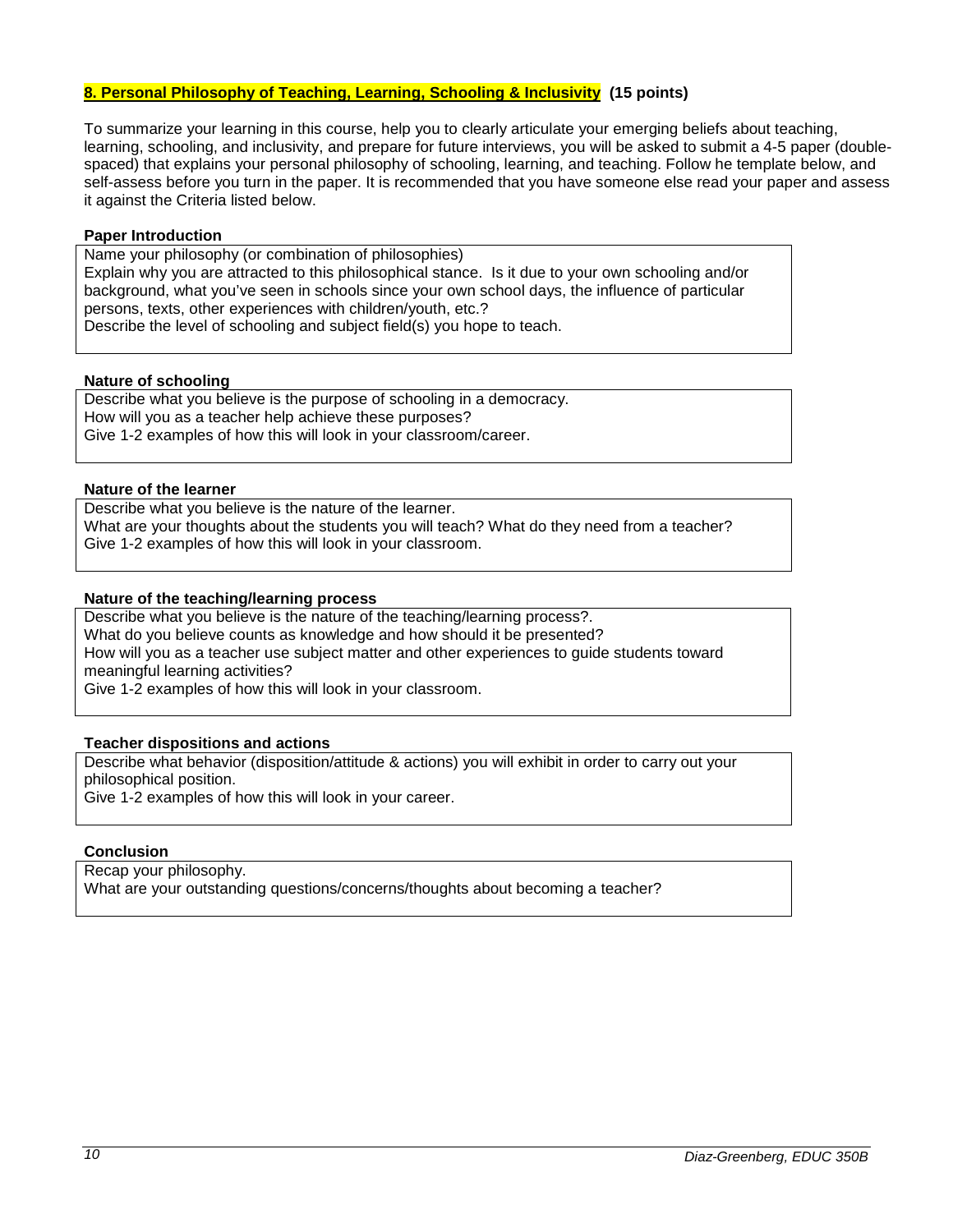## 8. Personal Philosophy of Teaching, Learning, Schooling & Inclusivity (15 points)

To summarize your learning in this course, help you to clearly articulate your emerging beliefs about teaching, learning, schooling, and inclusivity, and prepare for future interviews, you will be asked to submit a 4-5 paper (double-spaced) that explains your personal philosophy of schooling, learning, and teaching. Follow he template below, and self-assess before you turn in the paper. It is recommended that you have someone else read your paper and assess it against the Criteria listed below.

**Paper Introduction**

Name your philosophy (or combination of philosophies)
Explain why you are attracted to this philosophical stance. Is it due to your own schooling and/or background, what you've seen in schools since your own school days, the influence of particular persons, texts, other experiences with children/youth, etc.?
Describe the level of schooling and subject field(s) you hope to teach.

**Nature of schooling**

Describe what you believe is the purpose of schooling in a democracy.
How will you as a teacher help achieve these purposes?
Give 1-2 examples of how this will look in your classroom/career.

**Nature of the learner**

Describe what you believe is the nature of the learner.
What are your thoughts about the students you will teach? What do they need from a teacher?
Give 1-2 examples of how this will look in your classroom.

**Nature of the teaching/learning process**

Describe what you believe is the nature of the teaching/learning process?.
What do you believe counts as knowledge and how should it be presented?
How will you as a teacher use subject matter and other experiences to guide students toward meaningful learning activities?
Give 1-2 examples of how this will look in your classroom.

**Teacher dispositions and actions**

Describe what behavior (disposition/attitude & actions) you will exhibit in order to carry out your philosophical position.
Give 1-2 examples of how this will look in your career.

**Conclusion**

Recap your philosophy.
What are your outstanding questions/concerns/thoughts about becoming a teacher?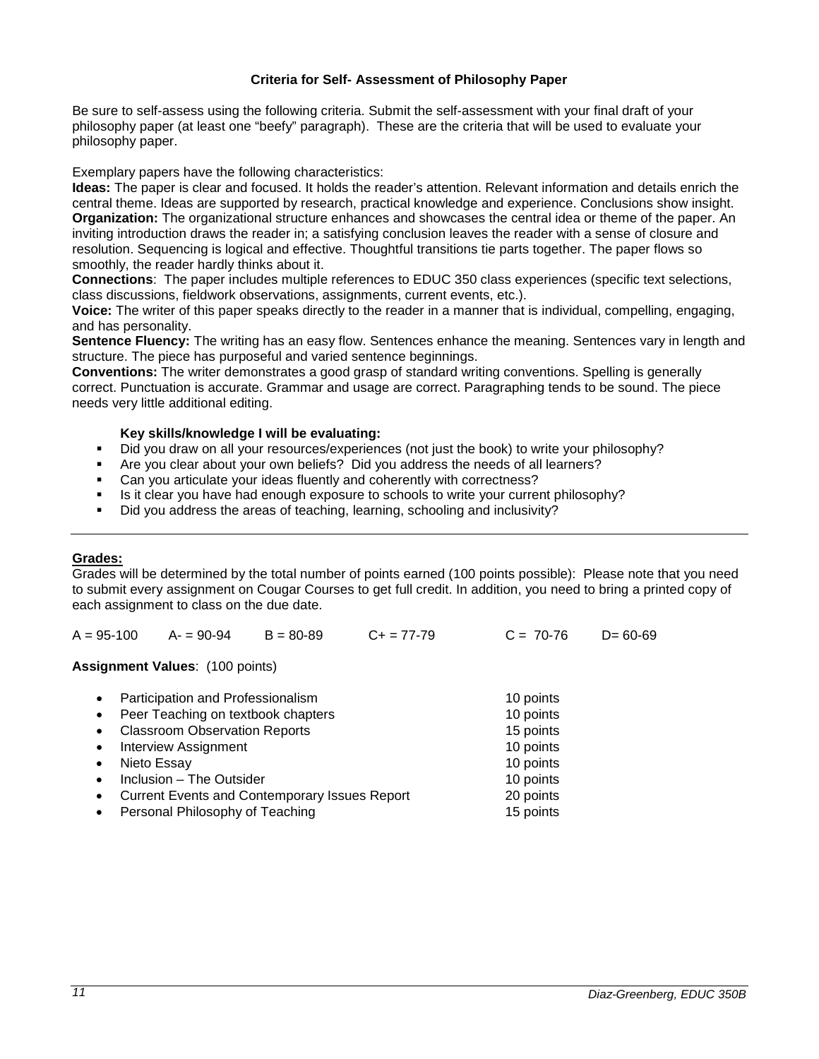### Criteria for Self- Assessment of Philosophy Paper

Be sure to self-assess using the following criteria. Submit the self-assessment with your final draft of your philosophy paper (at least one "beefy" paragraph). These are the criteria that will be used to evaluate your philosophy paper.

Exemplary papers have the following characteristics:

**Ideas:** The paper is clear and focused. It holds the reader's attention. Relevant information and details enrich the central theme. Ideas are supported by research, practical knowledge and experience. Conclusions show insight.
**Organization:** The organizational structure enhances and showcases the central idea or theme of the paper. An inviting introduction draws the reader in; a satisfying conclusion leaves the reader with a sense of closure and resolution. Sequencing is logical and effective. Thoughtful transitions tie parts together. The paper flows so smoothly, the reader hardly thinks about it.
**Connections**: The paper includes multiple references to EDUC 350 class experiences (specific text selections, class discussions, fieldwork observations, assignments, current events, etc.).
**Voice:** The writer of this paper speaks directly to the reader in a manner that is individual, compelling, engaging, and has personality.
**Sentence Fluency:** The writing has an easy flow. Sentences enhance the meaning. Sentences vary in length and structure. The piece has purposeful and varied sentence beginnings.
**Conventions:** The writer demonstrates a good grasp of standard writing conventions. Spelling is generally correct. Punctuation is accurate. Grammar and usage are correct. Paragraphing tends to be sound. The piece needs very little additional editing.

**Key skills/knowledge I will be evaluating:**

- Did you draw on all your resources/experiences (not just the book) to write your philosophy?
- Are you clear about your own beliefs? Did you address the needs of all learners?
- Can you articulate your ideas fluently and coherently with correctness?
- Is it clear you have had enough exposure to schools to write your current philosophy?
- Did you address the areas of teaching, learning, schooling and inclusivity?

---

**Grades:**

Grades will be determined by the total number of points earned (100 points possible): Please note that you need to submit every assignment on Cougar Courses to get full credit. In addition, you need to bring a printed copy of each assignment to class on the due date.

A = 95-100 A- = 90-94 B = 80-89 C+ = 77-79 C = 70-76 D= 60-69

**Assignment Values**: (100 points)

- Participation and Professionalism — 10 points
- Peer Teaching on textbook chapters — 10 points
- Classroom Observation Reports — 15 points
- Interview Assignment — 10 points
- Nieto Essay — 10 points
- Inclusion – The Outsider — 10 points
- Current Events and Contemporary Issues Report — 20 points
- Personal Philosophy of Teaching — 15 points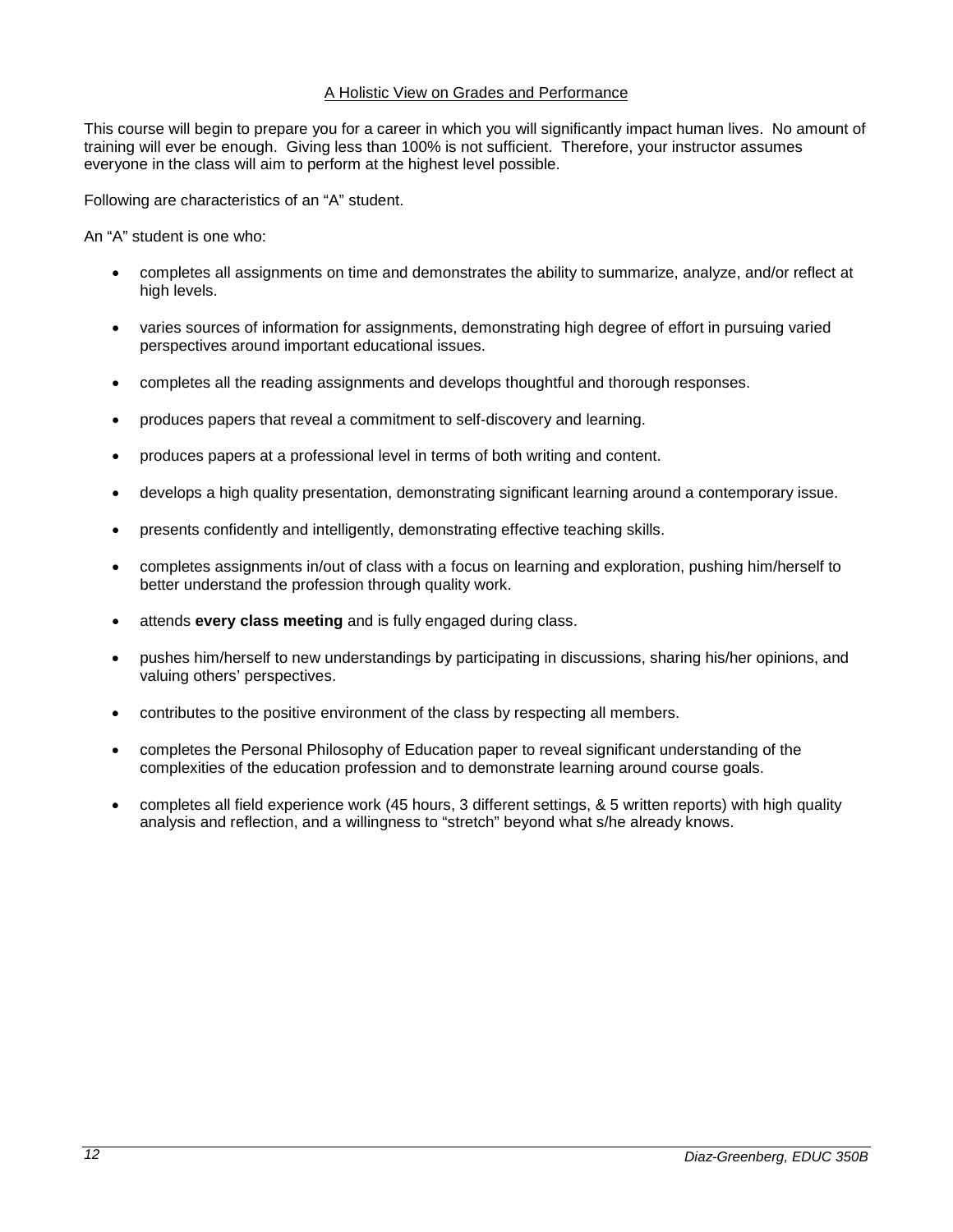## A Holistic View on Grades and Performance

This course will begin to prepare you for a career in which you will significantly impact human lives. No amount of training will ever be enough. Giving less than 100% is not sufficient. Therefore, your instructor assumes everyone in the class will aim to perform at the highest level possible.

Following are characteristics of an "A" student.

An "A" student is one who:

- completes all assignments on time and demonstrates the ability to summarize, analyze, and/or reflect at high levels.
- varies sources of information for assignments, demonstrating high degree of effort in pursuing varied perspectives around important educational issues.
- completes all the reading assignments and develops thoughtful and thorough responses.
- produces papers that reveal a commitment to self-discovery and learning.
- produces papers at a professional level in terms of both writing and content.
- develops a high quality presentation, demonstrating significant learning around a contemporary issue.
- presents confidently and intelligently, demonstrating effective teaching skills.
- completes assignments in/out of class with a focus on learning and exploration, pushing him/herself to better understand the profession through quality work.
- attends **every class meeting** and is fully engaged during class.
- pushes him/herself to new understandings by participating in discussions, sharing his/her opinions, and valuing others' perspectives.
- contributes to the positive environment of the class by respecting all members.
- completes the Personal Philosophy of Education paper to reveal significant understanding of the complexities of the education profession and to demonstrate learning around course goals.
- completes all field experience work (45 hours, 3 different settings, & 5 written reports) with high quality analysis and reflection, and a willingness to "stretch" beyond what s/he already knows.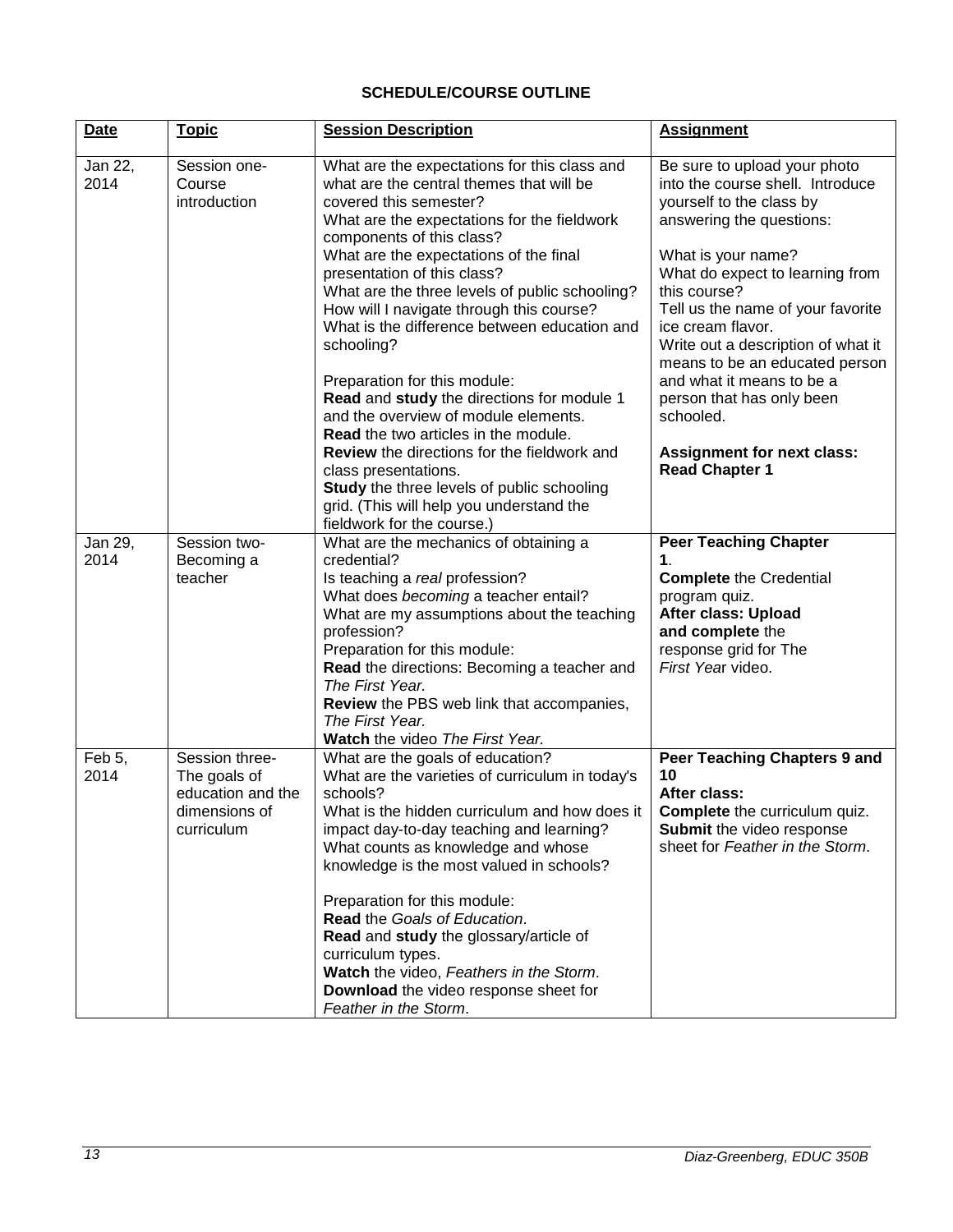## SCHEDULE/COURSE OUTLINE

| Date | Topic | Session Description | Assignment |
|---|---|---|---|
| Jan 22, 2014 | Session one- Course introduction | What are the expectations for this class and what are the central themes that will be covered this semester?<br>What are the expectations for the fieldwork components of this class?<br>What are the expectations of the final presentation of this class?<br>What are the three levels of public schooling?<br>How will I navigate through this course?<br>What is the difference between education and schooling?<br><br>Preparation for this module:<br>**Read** and **study** the directions for module 1 and the overview of module elements.<br>**Read** the two articles in the module.<br>**Review** the directions for the fieldwork and class presentations.<br>**Study** the three levels of public schooling grid. (This will help you understand the fieldwork for the course.) | Be sure to upload your photo into the course shell. Introduce yourself to the class by answering the questions:<br><br>What is your name?<br>What do expect to learning from this course?<br>Tell us the name of your favorite ice cream flavor.<br>Write out a description of what it means to be an educated person and what it means to be a person that has only been schooled.<br><br>**Assignment for next class: Read Chapter 1** |
| Jan 29, 2014 | Session two- Becoming a teacher | What are the mechanics of obtaining a credential?<br>Is teaching a *real* profession?<br>What does *becoming* a teacher entail?<br>What are my assumptions about the teaching profession?<br>Preparation for this module:<br>**Read** the directions: Becoming a teacher and *The First Year.*<br>**Review** the PBS web link that accompanies, *The First Year.*<br>**Watch** the video *The First Year.* | **Peer Teaching Chapter 1**.<br>**Complete** the Credential program quiz.<br>**After class: Upload and complete** the response grid for The *First Year* video. |
| Feb 5, 2014 | Session three- The goals of education and the dimensions of curriculum | What are the goals of education?<br>What are the varieties of curriculum in today's schools?<br>What is the hidden curriculum and how does it impact day-to-day teaching and learning?<br>What counts as knowledge and whose knowledge is the most valued in schools?<br><br>Preparation for this module:<br>**Read** the *Goals of Education*.<br>**Read** and **study** the glossary/article of curriculum types.<br>**Watch** the video, *Feathers in the Storm*.<br>**Download** the video response sheet for *Feather in the Storm*. | **Peer Teaching Chapters 9 and 10**<br>**After class:**<br>**Complete** the curriculum quiz.<br>**Submit** the video response sheet for *Feather in the Storm*. |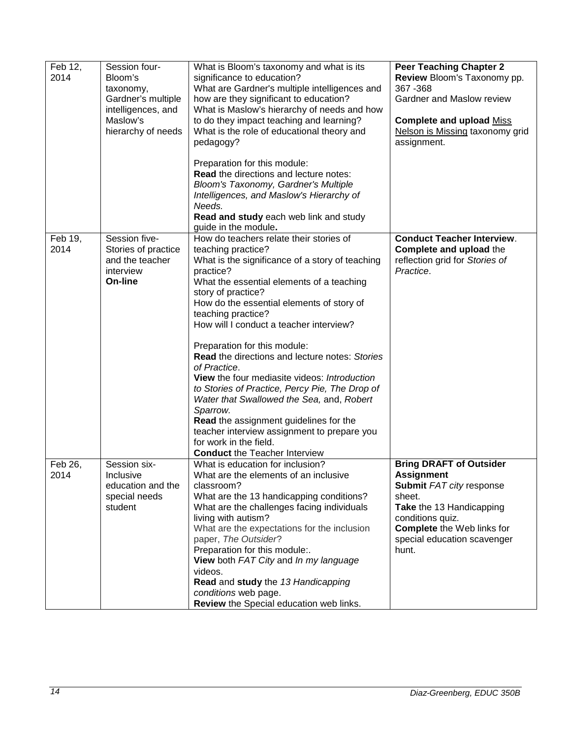| Feb 12, 2014 | Session four- Bloom's taxonomy, Gardner's multiple intelligences, and Maslow's hierarchy of needs | What is Bloom's taxonomy and what is its significance to education?<br>What are Gardner's multiple intelligences and how are they significant to education?<br>What is Maslow's hierarchy of needs and how to do they impact teaching and learning?<br>What is the role of educational theory and pedagogy?<br><br>Preparation for this module:<br>**Read** the directions and lecture notes: *Bloom's Taxonomy, Gardner's Multiple Intelligences, and Maslow's Hierarchy of Needs.*<br>**Read and study** each web link and study guide in the module**.** | **Peer Teaching Chapter 2**<br>**Review** Bloom's Taxonomy pp. 367 -368<br>Gardner and Maslow review<br><br>**Complete and upload** Miss Nelson is Missing taxonomy grid assignment. |
|---|---|---|---|
| Feb 19, 2014 | Session five- Stories of practice and the teacher interview<br>**On-line** | How do teachers relate their stories of teaching practice?<br>What is the significance of a story of teaching practice?<br>What the essential elements of a teaching story of practice?<br>How do the essential elements of story of teaching practice?<br>How will I conduct a teacher interview?<br><br>Preparation for this module:<br>**Read** the directions and lecture notes: *Stories of Practice*.<br>**View** the four mediasite videos: *Introduction to Stories of Practice, Percy Pie, The Drop of Water that Swallowed the Sea,* and, *Robert Sparrow.*<br>**Read** the assignment guidelines for the teacher interview assignment to prepare you for work in the field.<br>**Conduct** the Teacher Interview | **Conduct Teacher Interview**.<br>**Complete and upload** the reflection grid for *Stories of Practice*. |
| Feb 26, 2014 | Session six- Inclusive education and the special needs student | What is education for inclusion?<br>What are the elements of an inclusive classroom?<br>What are the 13 handicapping conditions?<br>What are the challenges facing individuals living with autism?<br>What are the expectations for the inclusion paper, *The Outsider*?<br>Preparation for this module:.<br>**View** both *FAT City* and *In my language* videos.<br>**Read** and **study** the *13 Handicapping conditions* web page.<br>**Review** the Special education web links. | **Bring DRAFT of Outsider Assignment**<br>**Submit** *FAT city* response sheet.<br>**Take** the 13 Handicapping conditions quiz.<br>**Complete** the Web links for special education scavenger hunt. |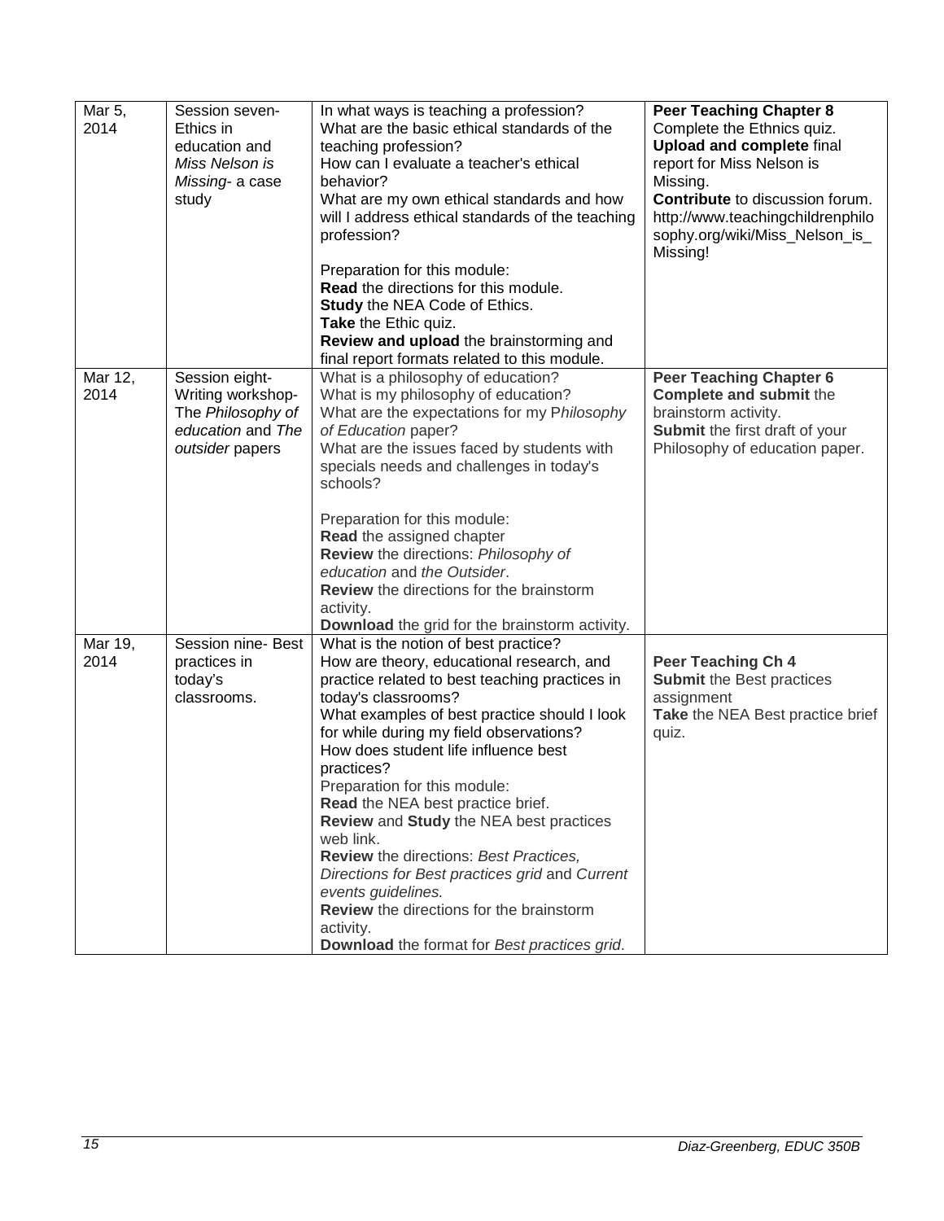| Mar 5, 2014 | Session seven- Ethics in education and *Miss Nelson is Missing*- a case study | In what ways is teaching a profession?<br>What are the basic ethical standards of the teaching profession?<br>How can I evaluate a teacher's ethical behavior?<br>What are my own ethical standards and how will I address ethical standards of the teaching profession?<br><br>Preparation for this module:<br>**Read** the directions for this module.<br>**Study** the NEA Code of Ethics.<br>**Take** the Ethic quiz.<br>**Review and upload** the brainstorming and final report formats related to this module. | **Peer Teaching Chapter 8**<br>Complete the Ethnics quiz.<br>**Upload and complete** final report for Miss Nelson is Missing.<br>**Contribute** to discussion forum.<br>http://www.teachingchildrenphilosophy.org/wiki/Miss_Nelson_is_Missing! |
|---|---|---|---|
| Mar 12, 2014 | Session eight- Writing workshop- The *Philosophy of education* and *The outsider* papers | What is a philosophy of education?<br>What is my philosophy of education?<br>What are the expectations for my P*hilosophy of Education* paper?<br>What are the issues faced by students with specials needs and challenges in today's schools?<br><br>Preparation for this module:<br>**Read** the assigned chapter<br>**Review** the directions: *Philosophy of education* and *the Outsider*.<br>**Review** the directions for the brainstorm activity.<br>**Download** the grid for the brainstorm activity. | **Peer Teaching Chapter 6**<br>**Complete and submit** the brainstorm activity.<br>**Submit** the first draft of your Philosophy of education paper. |
| Mar 19, 2014 | Session nine- Best practices in today's classrooms. | What is the notion of best practice?<br>How are theory, educational research, and practice related to best teaching practices in today's classrooms?<br>What examples of best practice should I look for while during my field observations?<br>How does student life influence best practices?<br>Preparation for this module:<br>**Read** the NEA best practice brief.<br>**Review** and **Study** the NEA best practices web link.<br>**Review** the directions: *Best Practices, Directions for Best practices grid* and *Current events guidelines.*<br>**Review** the directions for the brainstorm activity.<br>**Download** the format for *Best practices grid*. | **Peer Teaching Ch 4**<br>**Submit** the Best practices assignment<br>**Take** the NEA Best practice brief quiz. |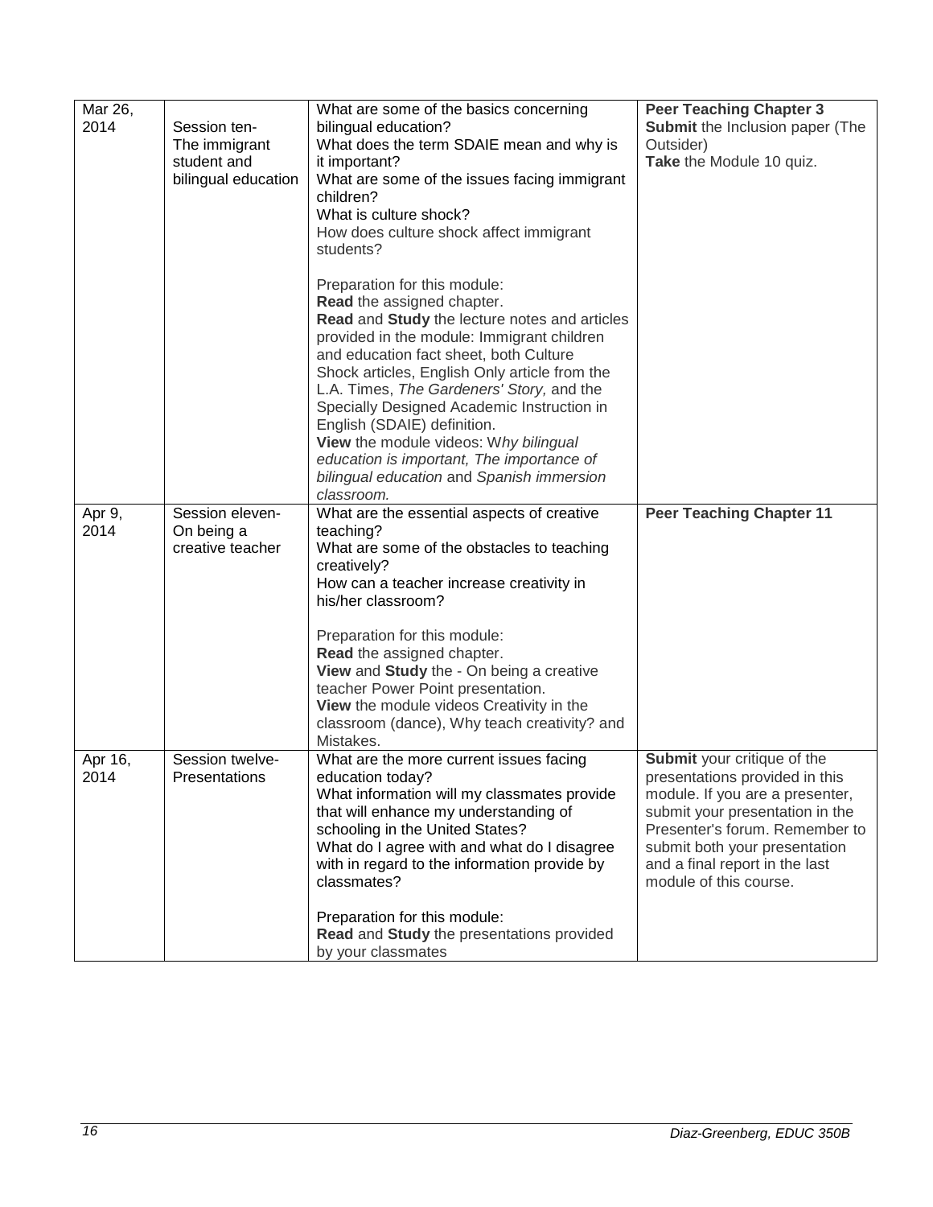| | | | |
|---|---|---|---|
| Mar 26, 2014 | Session ten- The immigrant student and bilingual education | What are some of the basics concerning bilingual education?<br>What does the term SDAIE mean and why is it important?<br>What are some of the issues facing immigrant children?<br>What is culture shock?<br>How does culture shock affect immigrant students?<br><br>Preparation for this module:<br>**Read** the assigned chapter.<br>**Read** and **Study** the lecture notes and articles provided in the module: Immigrant children and education fact sheet, both Culture Shock articles, English Only article from the L.A. Times, *The Gardeners' Story,* and the Specially Designed Academic Instruction in English (SDAIE) definition.<br>**View** the module videos: W*hy bilingual education is important, The importance of bilingual education* and *Spanish immersion classroom.* | **Peer Teaching Chapter 3**<br>**Submit** the Inclusion paper (The Outsider)<br>**Take** the Module 10 quiz. |
| Apr 9, 2014 | Session eleven- On being a creative teacher | What are the essential aspects of creative teaching?<br>What are some of the obstacles to teaching creatively?<br>How can a teacher increase creativity in his/her classroom?<br><br>Preparation for this module:<br>**Read** the assigned chapter.<br>**View** and **Study** the - On being a creative teacher Power Point presentation.<br>**View** the module videos Creativity in the classroom (dance), Why teach creativity? and Mistakes. | **Peer Teaching Chapter 11** |
| Apr 16, 2014 | Session twelve- Presentations | What are the more current issues facing education today?<br>What information will my classmates provide that will enhance my understanding of schooling in the United States?<br>What do I agree with and what do I disagree with in regard to the information provide by classmates?<br><br>Preparation for this module:<br>**Read** and **Study** the presentations provided by your classmates | **Submit** your critique of the presentations provided in this module. If you are a presenter, submit your presentation in the Presenter's forum. Remember to submit both your presentation and a final report in the last module of this course. |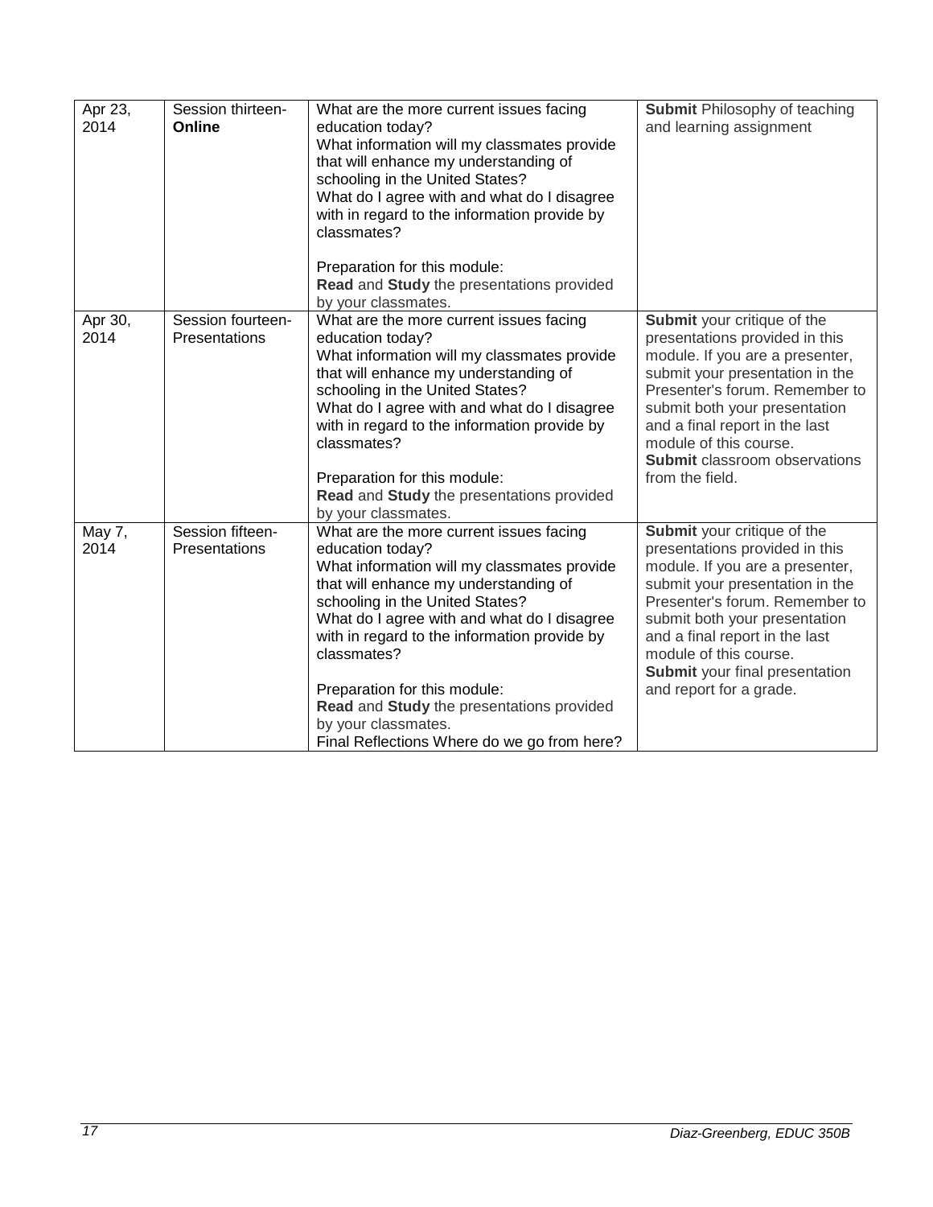| | | | |
|---|---|---|---|
| Apr 23, 2014 | Session thirteen- **Online** | What are the more current issues facing education today?<br>What information will my classmates provide that will enhance my understanding of schooling in the United States?<br>What do I agree with and what do I disagree with in regard to the information provide by classmates?<br><br>Preparation for this module:<br>**Read** and **Study** the presentations provided by your classmates. | **Submit** Philosophy of teaching and learning assignment |
| Apr 30, 2014 | Session fourteen- Presentations | What are the more current issues facing education today?<br>What information will my classmates provide that will enhance my understanding of schooling in the United States?<br>What do I agree with and what do I disagree with in regard to the information provide by classmates?<br><br>Preparation for this module:<br>**Read** and **Study** the presentations provided by your classmates. | **Submit** your critique of the presentations provided in this module. If you are a presenter, submit your presentation in the Presenter's forum. Remember to submit both your presentation and a final report in the last module of this course.<br>**Submit** classroom observations from the field. |
| May 7, 2014 | Session fifteen- Presentations | What are the more current issues facing education today?<br>What information will my classmates provide that will enhance my understanding of schooling in the United States?<br>What do I agree with and what do I disagree with in regard to the information provide by classmates?<br><br>Preparation for this module:<br>**Read** and **Study** the presentations provided by your classmates.<br>Final Reflections Where do we go from here? | **Submit** your critique of the presentations provided in this module. If you are a presenter, submit your presentation in the Presenter's forum. Remember to submit both your presentation and a final report in the last module of this course.<br>**Submit** your final presentation and report for a grade. |